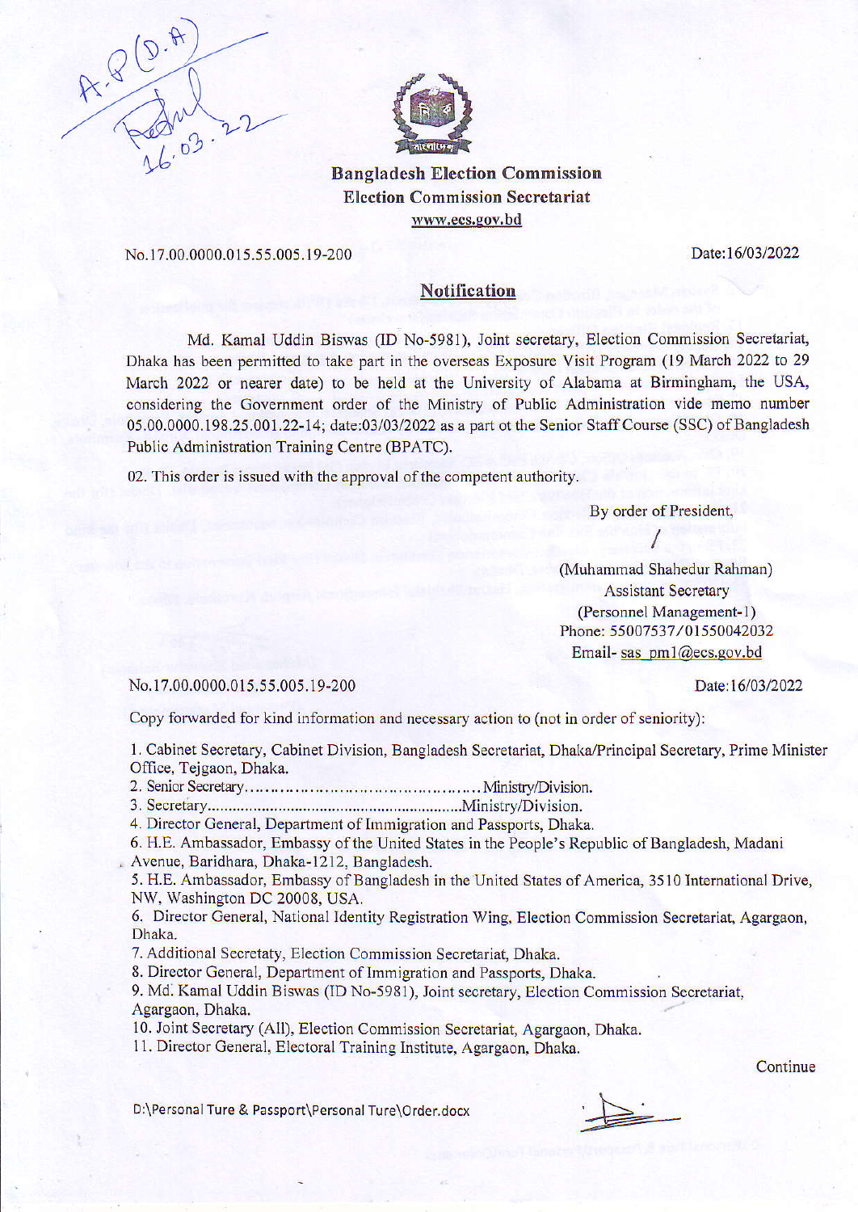# Bangladesh Election Commission

## Election Commission Secretariat

www.ecs.gov.bd

No.17.00.0000.015.55.005.19-200 Date:16/03/2022

## Notification

Md. Kamal Uddin Biswas (ID No-5981), Joint secretary, Election Commission Secretariat, Dhaka has been permitted to take part in the overseas Exposure Visit Program (19 March 2022 to 29 March 2022 or nearer date) to be held at the University of Alabama at Birmingham, the USA, considering the Government order of the Ministry of Public Administration vide memo number 05.00.0000.198.25.001.22-14; date:03/03/2022 as a part ot the Senior Staff Course (SSC) of Bangladesh Public Administration Training Centre (BPATC).

02. This order is issued with the approval of the competent authority.

By order of President,

/

(Muhammad Shahedur Rahman)
Assistant Secretary
(Personnel Management-1)
Phone: 55007537/01550042032
Email- sas_pm1@ecs.gov.bd

No.17.00.0000.015.55.005.19-200 Date:16/03/2022

Copy forwarded for kind information and necessary action to (not in order of seniority):

1. Cabinet Secretary, Cabinet Division, Bangladesh Secretariat, Dhaka/Principal Secretary, Prime Minister Office, Tejgaon, Dhaka.
2. Senior Secretary............................................Ministry/Division.
3. Secretary...........................................................Ministry/Division.
4. Director General, Department of Immigration and Passports, Dhaka.
6. H.E. Ambassador, Embassy of the United States in the People's Republic of Bangladesh, Madani Avenue, Baridhara, Dhaka-1212, Bangladesh.
5. H.E. Ambassador, Embassy of Bangladesh in the United States of America, 3510 International Drive, NW, Washington DC 20008, USA.
6. Director General, National Identity Registration Wing, Election Commission Secretariat, Agargaon, Dhaka.
7. Additional Secretaty, Election Commission Secretariat, Dhaka.
8. Director General, Department of Immigration and Passports, Dhaka.
9. Md. Kamal Uddin Biswas (ID No-5981), Joint secretary, Election Commission Secretariat, Agargaon, Dhaka.
10. Joint Secretary (All), Election Commission Secretariat, Agargaon, Dhaka.
11. Director General, Electoral Training Institute, Agargaon, Dhaka.

Continue

D:\Personal Ture & Passport\Personal Ture\Order.docx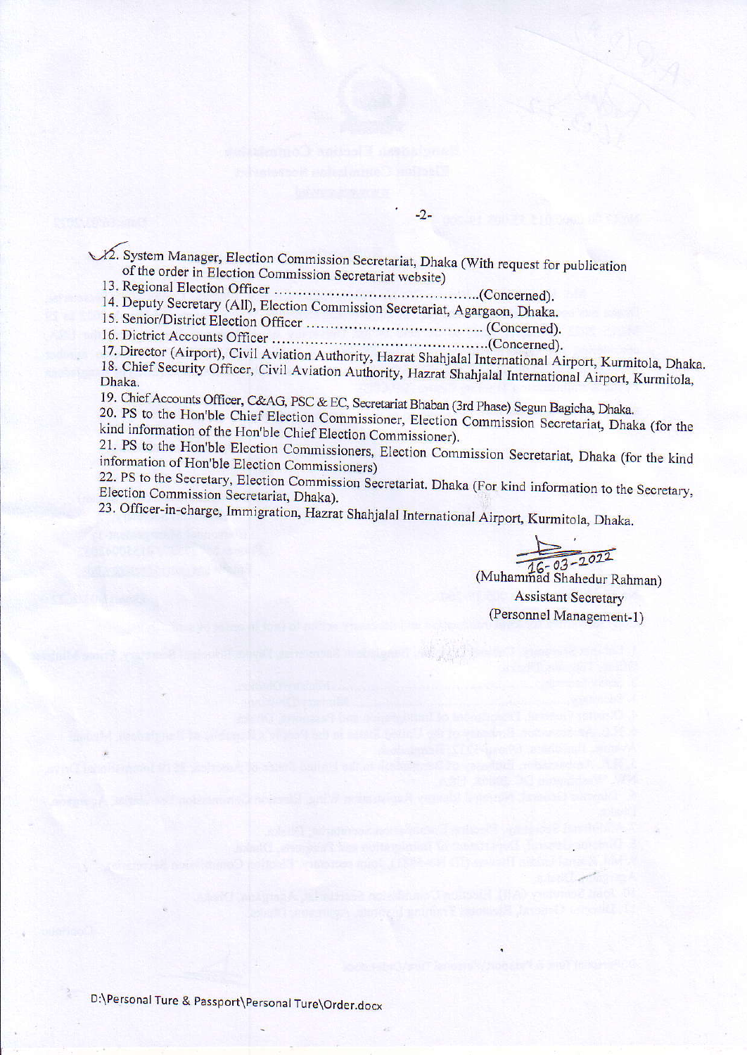12. System Manager, Election Commission Secretariat, Dhaka (With request for publication of the order in Election Commission Secretariat website)
13. Regional Election Officer ..........................................(Concerned).
14. Deputy Secretary (All), Election Commission Secretariat, Agargaon, Dhaka.
15. Senior/District Election Officer .................................... (Concerned).
16. Dictrict Accounts Officer ..............................................(Concerned).
17. Director (Airport), Civil Aviation Authority, Hazrat Shahjalal International Airport, Kurmitola, Dhaka.
18. Chief Security Officer, Civil Aviation Authority, Hazrat Shahjalal International Airport, Kurmitola, Dhaka.
19. Chief Accounts Officer, C&AG, PSC & EC, Secretariat Bhaban (3rd Phase) Segun Bagicha, Dhaka.
20. PS to the Hon'ble Chief Election Commissioner, Election Commission Secretariat, Dhaka (for the kind information of the Hon'ble Chief Election Commissioner).
21. PS to the Hon'ble Election Commissioners, Election Commission Secretariat, Dhaka (for the kind information of Hon'ble Election Commissioners)
22. PS to the Secretary, Election Commission Secretariat. Dhaka (For kind information to the Secretary, Election Commission Secretariat, Dhaka).
23. Officer-in-charge, Immigration, Hazrat Shahjalal International Airport, Kurmitola, Dhaka.

16-03-2022

(Muhammad Shahedur Rahman)
Assistant Secretary
(Personnel Management-1)

D:\Personal Ture & Passport\Personal Ture\Order.docx